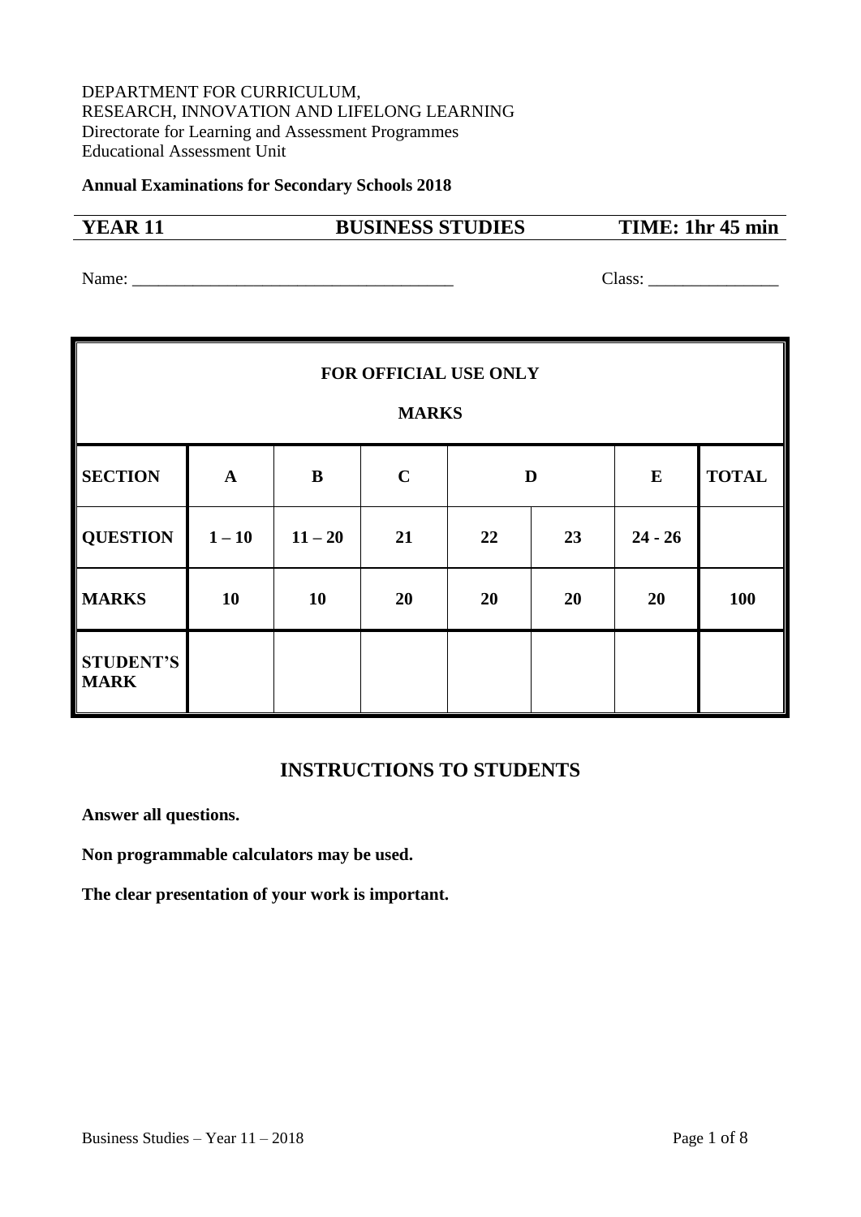DEPARTMENT FOR CURRICULUM,
RESEARCH, INNOVATION AND LIFELONG LEARNING
Directorate for Learning and Assessment Programmes
Educational Assessment Unit

**Annual Examinations for Secondary Schools 2018**

**YEAR 11** **BUSINESS STUDIES** **TIME: 1hr 45 min**

Name: _____________________________________ Class: _______________

| FOR OFFICIAL USE ONLY MARKS | | | | | | | |
|---|---|---|---|---|---|---|---|
| **SECTION** | **A** | **B** | **C** | **D** | | **E** | **TOTAL** |
| **QUESTION** | **1 – 10** | **11 – 20** | **21** | **22** | **23** | **24 - 26** | |
| **MARKS** | **10** | **10** | **20** | **20** | **20** | **20** | **100** |
| **STUDENT'S MARK** | | | | | | | |

## INSTRUCTIONS TO STUDENTS

**Answer all questions.**

**Non programmable calculators may be used.**

**The clear presentation of your work is important.**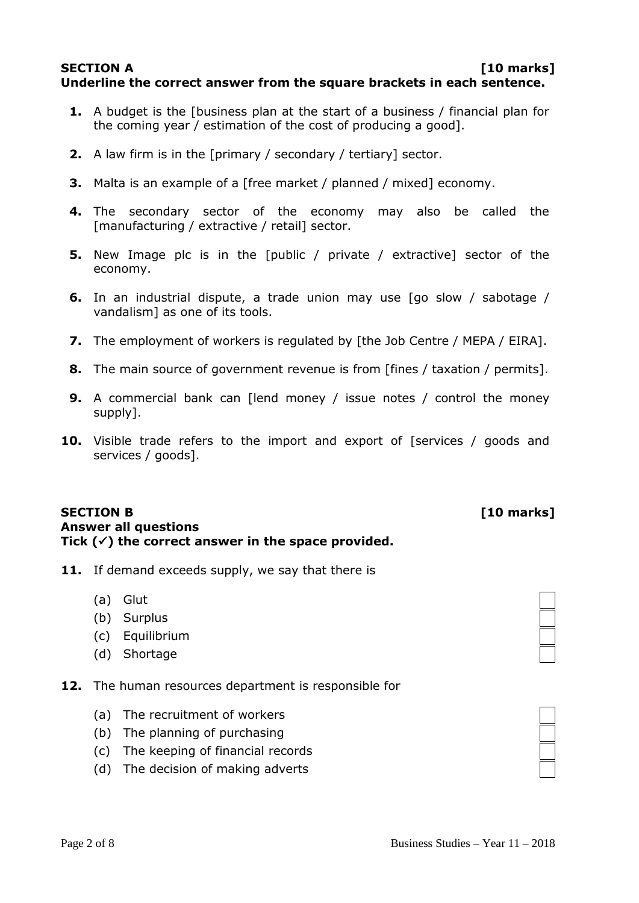**SECTION A** **[10 marks]**
**Underline the correct answer from the square brackets in each sentence.**

**1.** A budget is the [business plan at the start of a business / financial plan for the coming year / estimation of the cost of producing a good].

**2.** A law firm is in the [primary / secondary / tertiary] sector.

**3.** Malta is an example of a [free market / planned / mixed] economy.

**4.** The secondary sector of the economy may also be called the [manufacturing / extractive / retail] sector.

**5.** New Image plc is in the [public / private / extractive] sector of the economy.

**6.** In an industrial dispute, a trade union may use [go slow / sabotage / vandalism] as one of its tools.

**7.** The employment of workers is regulated by [the Job Centre / MEPA / EIRA].

**8.** The main source of government revenue is from [fines / taxation / permits].

**9.** A commercial bank can [lend money / issue notes / control the money supply].

**10.** Visible trade refers to the import and export of [services / goods and services / goods].

**SECTION B** **[10 marks]**
**Answer all questions**
**Tick (✓) the correct answer in the space provided.**

**11.** If demand exceeds supply, we say that there is

(a) Glut ☐
(b) Surplus ☐
(c) Equilibrium ☐
(d) Shortage ☐

**12.** The human resources department is responsible for

(a) The recruitment of workers ☐
(b) The planning of purchasing ☐
(c) The keeping of financial records ☐
(d) The decision of making adverts ☐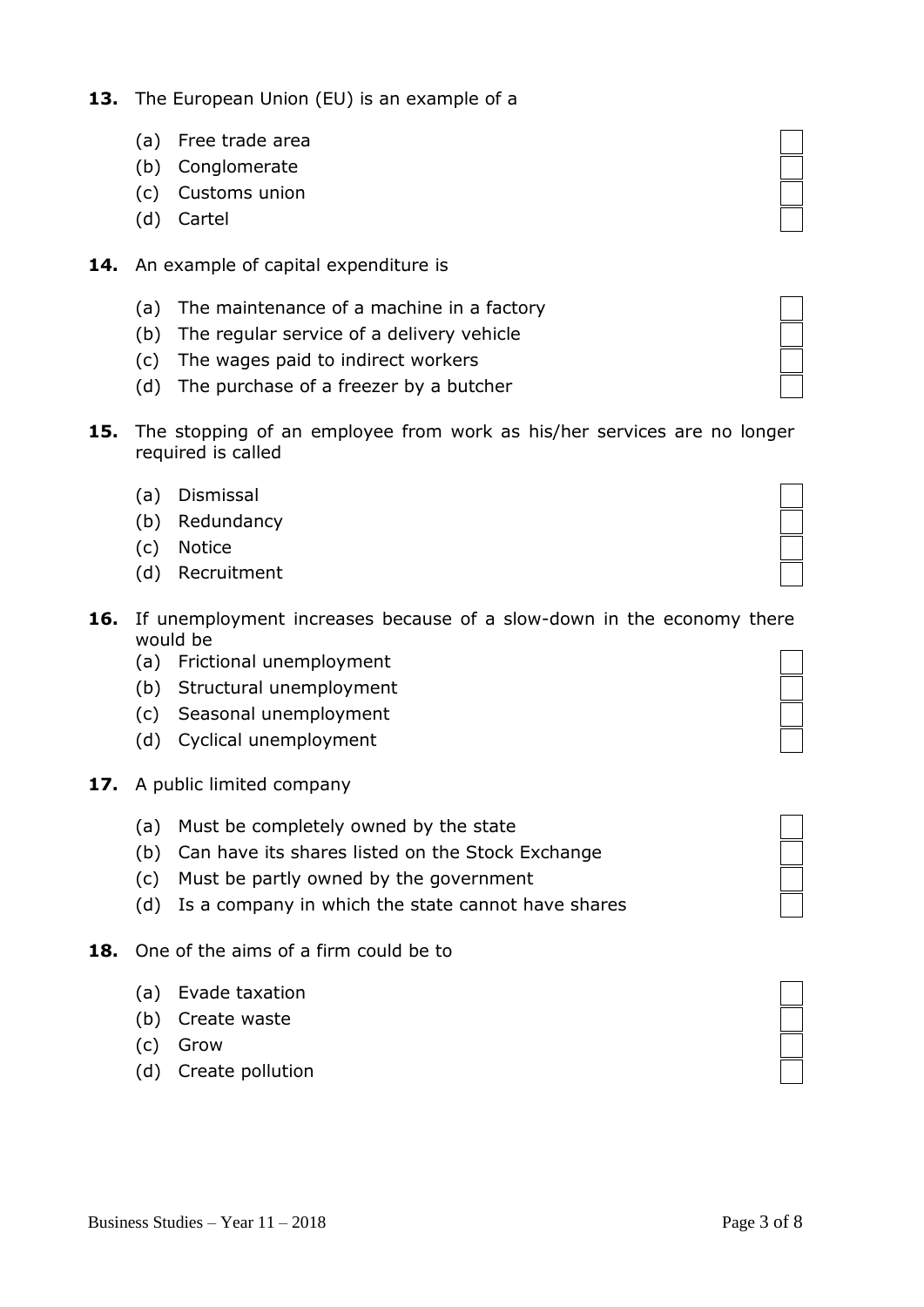**13.** The European Union (EU) is an example of a

(a) Free trade area
(b) Conglomerate
(c) Customs union
(d) Cartel

**14.** An example of capital expenditure is

(a) The maintenance of a machine in a factory
(b) The regular service of a delivery vehicle
(c) The wages paid to indirect workers
(d) The purchase of a freezer by a butcher

**15.** The stopping of an employee from work as his/her services are no longer required is called

(a) Dismissal
(b) Redundancy
(c) Notice
(d) Recruitment

**16.** If unemployment increases because of a slow-down in the economy there would be

(a) Frictional unemployment
(b) Structural unemployment
(c) Seasonal unemployment
(d) Cyclical unemployment

**17.** A public limited company

(a) Must be completely owned by the state
(b) Can have its shares listed on the Stock Exchange
(c) Must be partly owned by the government
(d) Is a company in which the state cannot have shares

**18.** One of the aims of a firm could be to

(a) Evade taxation
(b) Create waste
(c) Grow
(d) Create pollution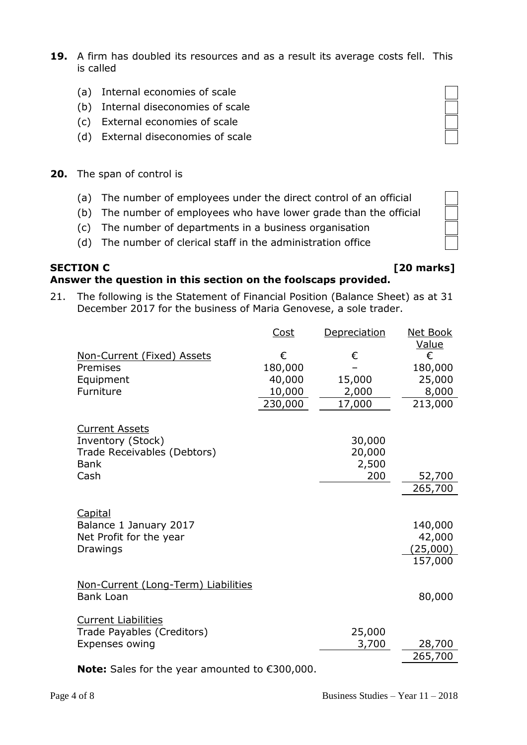**19.** A firm has doubled its resources and as a result its average costs fell. This is called

(a) Internal economies of scale
(b) Internal diseconomies of scale
(c) External economies of scale
(d) External diseconomies of scale

**20.** The span of control is

(a) The number of employees under the direct control of an official
(b) The number of employees who have lower grade than the official
(c) The number of departments in a business organisation
(d) The number of clerical staff in the administration office

## SECTION C [20 marks]

**Answer the question in this section on the foolscaps provided.**

21. The following is the Statement of Financial Position (Balance Sheet) as at 31 December 2017 for the business of Maria Genovese, a sole trader.

| | Cost | Depreciation | Net Book Value |
|---|---|---|---|
| Non-Current (Fixed) Assets | € | € | € |
| Premises | 180,000 | – | 180,000 |
| Equipment | 40,000 | 15,000 | 25,000 |
| Furniture | 10,000 | 2,000 | 8,000 |
| | 230,000 | 17,000 | 213,000 |
| | | | |
| Current Assets | | | |
| Inventory (Stock) | | 30,000 | |
| Trade Receivables (Debtors) | | 20,000 | |
| Bank | | 2,500 | |
| Cash | | 200 | 52,700 |
| | | | 265,700 |
| | | | |
| Capital | | | |
| Balance 1 January 2017 | | | 140,000 |
| Net Profit for the year | | | 42,000 |
| Drawings | | | (25,000) |
| | | | 157,000 |
| | | | |
| Non-Current (Long-Term) Liabilities | | | |
| Bank Loan | | | 80,000 |
| | | | |
| Current Liabilities | | | |
| Trade Payables (Creditors) | | 25,000 | |
| Expenses owing | | 3,700 | 28,700 |
| | | | 265,700 |

**Note:** Sales for the year amounted to €300,000.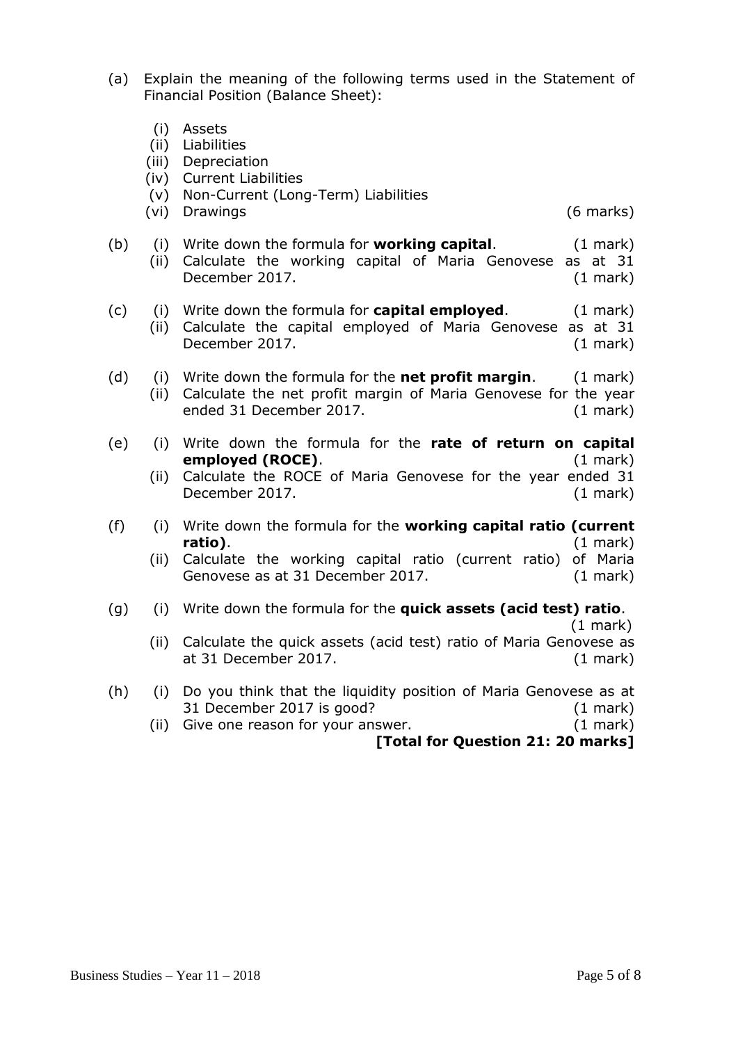(a) Explain the meaning of the following terms used in the Statement of Financial Position (Balance Sheet):

(i) Assets
(ii) Liabilities
(iii) Depreciation
(iv) Current Liabilities
(v) Non-Current (Long-Term) Liabilities
(vi) Drawings (6 marks)

(b) (i) Write down the formula for **working capital**. (1 mark)
(ii) Calculate the working capital of Maria Genovese as at 31 December 2017. (1 mark)

(c) (i) Write down the formula for **capital employed**. (1 mark)
(ii) Calculate the capital employed of Maria Genovese as at 31 December 2017. (1 mark)

(d) (i) Write down the formula for the **net profit margin**. (1 mark)
(ii) Calculate the net profit margin of Maria Genovese for the year ended 31 December 2017. (1 mark)

(e) (i) Write down the formula for the **rate of return on capital employed (ROCE)**. (1 mark)
(ii) Calculate the ROCE of Maria Genovese for the year ended 31 December 2017. (1 mark)

(f) (i) Write down the formula for the **working capital ratio (current ratio)**. (1 mark)
(ii) Calculate the working capital ratio (current ratio) of Maria Genovese as at 31 December 2017. (1 mark)

(g) (i) Write down the formula for the **quick assets (acid test) ratio**. (1 mark)
(ii) Calculate the quick assets (acid test) ratio of Maria Genovese as at 31 December 2017. (1 mark)

(h) (i) Do you think that the liquidity position of Maria Genovese as at 31 December 2017 is good? (1 mark)
(ii) Give one reason for your answer. (1 mark)

**[Total for Question 21: 20 marks]**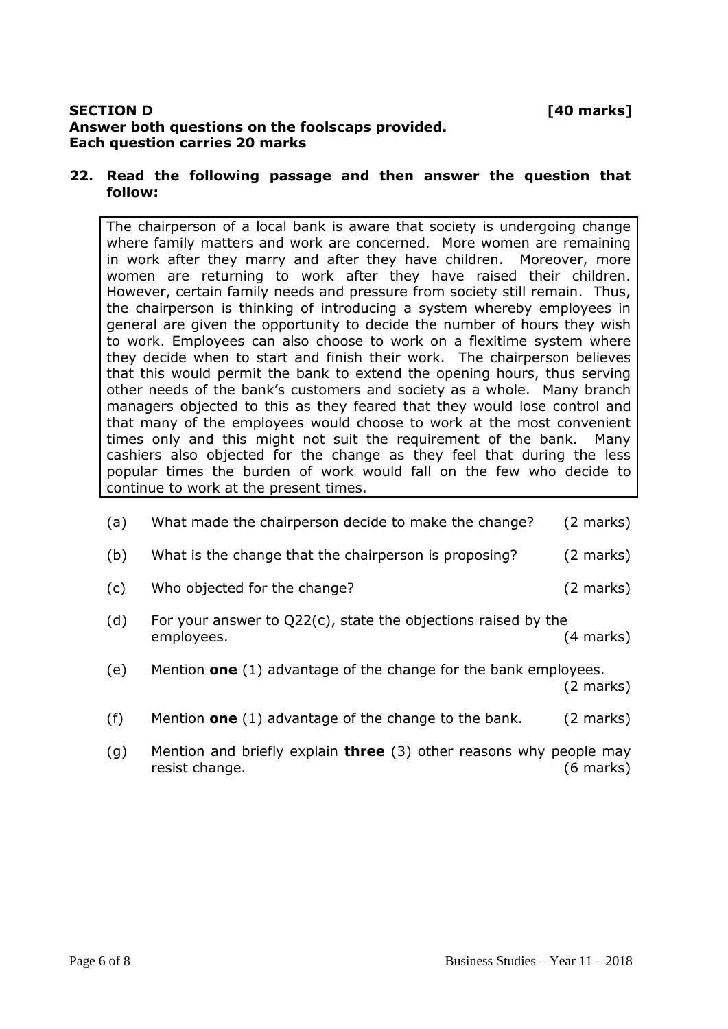**SECTION D** **[40 marks]**

**Answer both questions on the foolscaps provided.**
**Each question carries 20 marks**

**22. Read the following passage and then answer the question that follow:**

> The chairperson of a local bank is aware that society is undergoing change where family matters and work are concerned. More women are remaining in work after they marry and after they have children. Moreover, more women are returning to work after they have raised their children. However, certain family needs and pressure from society still remain. Thus, the chairperson is thinking of introducing a system whereby employees in general are given the opportunity to decide the number of hours they wish to work. Employees can also choose to work on a flexitime system where they decide when to start and finish their work. The chairperson believes that this would permit the bank to extend the opening hours, thus serving other needs of the bank's customers and society as a whole. Many branch managers objected to this as they feared that they would lose control and that many of the employees would choose to work at the most convenient times only and this might not suit the requirement of the bank. Many cashiers also objected for the change as they feel that during the less popular times the burden of work would fall on the few who decide to continue to work at the present times.

(a) What made the chairperson decide to make the change? (2 marks)

(b) What is the change that the chairperson is proposing? (2 marks)

(c) Who objected for the change? (2 marks)

(d) For your answer to Q22(c), state the objections raised by the employees. (4 marks)

(e) Mention **one** (1) advantage of the change for the bank employees. (2 marks)

(f) Mention **one** (1) advantage of the change to the bank. (2 marks)

(g) Mention and briefly explain **three** (3) other reasons why people may resist change. (6 marks)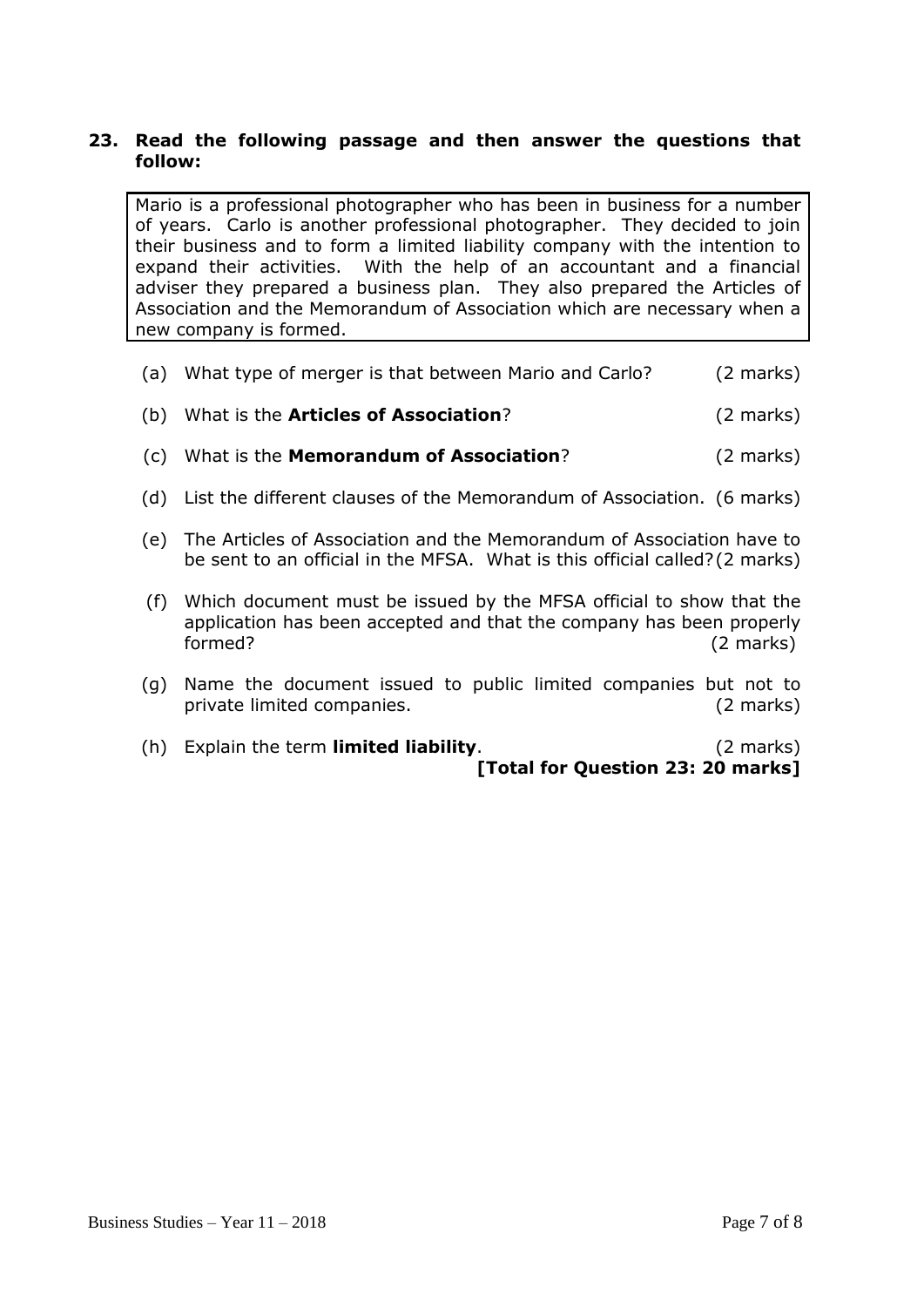**23. Read the following passage and then answer the questions that follow:**

Mario is a professional photographer who has been in business for a number of years. Carlo is another professional photographer. They decided to join their business and to form a limited liability company with the intention to expand their activities. With the help of an accountant and a financial adviser they prepared a business plan. They also prepared the Articles of Association and the Memorandum of Association which are necessary when a new company is formed.

(a) What type of merger is that between Mario and Carlo? (2 marks)

(b) What is the **Articles of Association**? (2 marks)

(c) What is the **Memorandum of Association**? (2 marks)

(d) List the different clauses of the Memorandum of Association. (6 marks)

(e) The Articles of Association and the Memorandum of Association have to be sent to an official in the MFSA. What is this official called? (2 marks)

(f) Which document must be issued by the MFSA official to show that the application has been accepted and that the company has been properly formed? (2 marks)

(g) Name the document issued to public limited companies but not to private limited companies. (2 marks)

(h) Explain the term **limited liability**. (2 marks)

**[Total for Question 23: 20 marks]**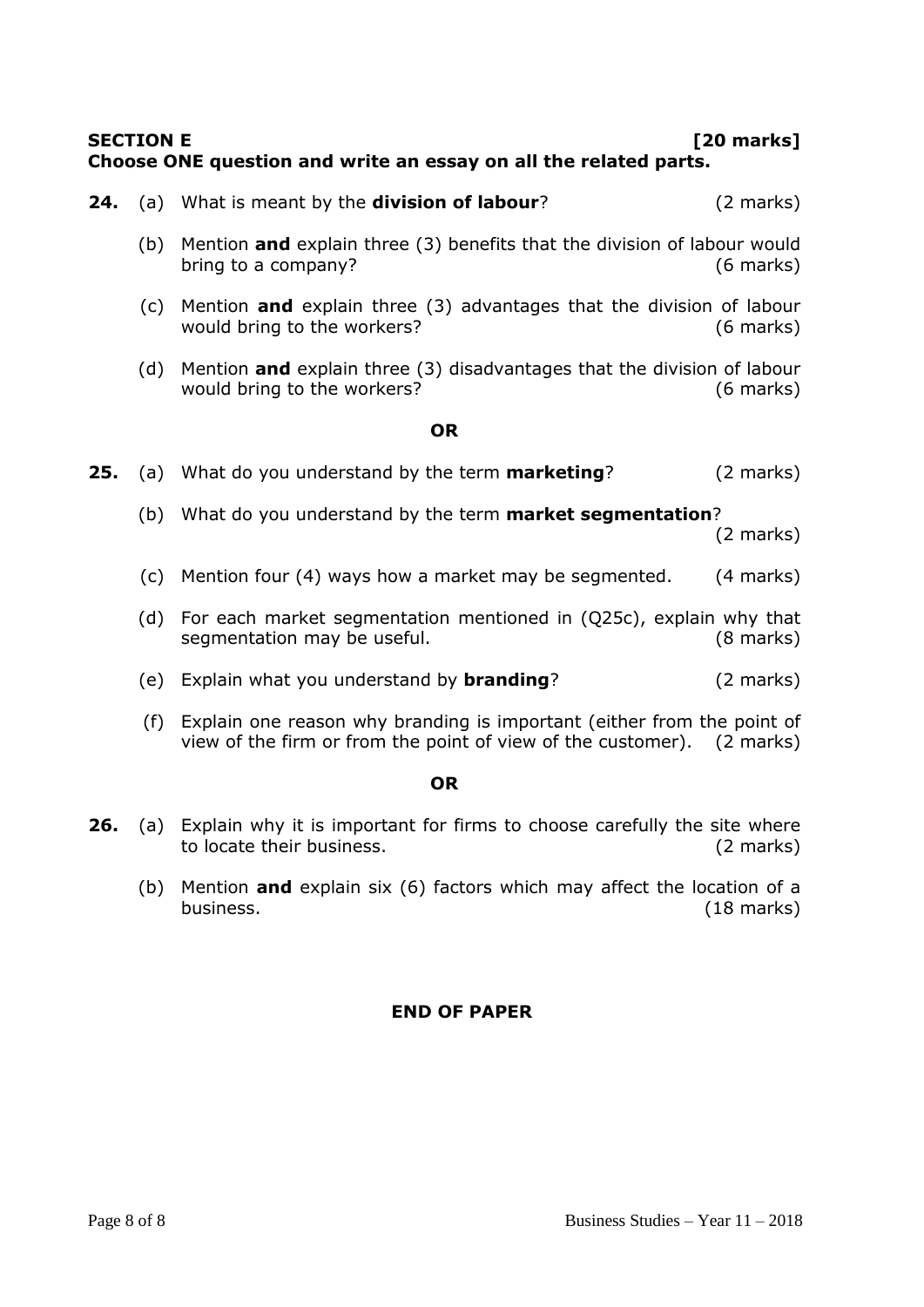**SECTION E** **[20 marks]**

**Choose ONE question and write an essay on all the related parts.**

**24.** (a) What is meant by the **division of labour**? (2 marks)

(b) Mention **and** explain three (3) benefits that the division of labour would bring to a company? (6 marks)

(c) Mention **and** explain three (3) advantages that the division of labour would bring to the workers? (6 marks)

(d) Mention **and** explain three (3) disadvantages that the division of labour would bring to the workers? (6 marks)

**OR**

**25.** (a) What do you understand by the term **marketing**? (2 marks)

(b) What do you understand by the term **market segmentation**? (2 marks)

(c) Mention four (4) ways how a market may be segmented. (4 marks)

(d) For each market segmentation mentioned in (Q25c), explain why that segmentation may be useful. (8 marks)

(e) Explain what you understand by **branding**? (2 marks)

(f) Explain one reason why branding is important (either from the point of view of the firm or from the point of view of the customer). (2 marks)

**OR**

**26.** (a) Explain why it is important for firms to choose carefully the site where to locate their business. (2 marks)

(b) Mention **and** explain six (6) factors which may affect the location of a business. (18 marks)

**END OF PAPER**